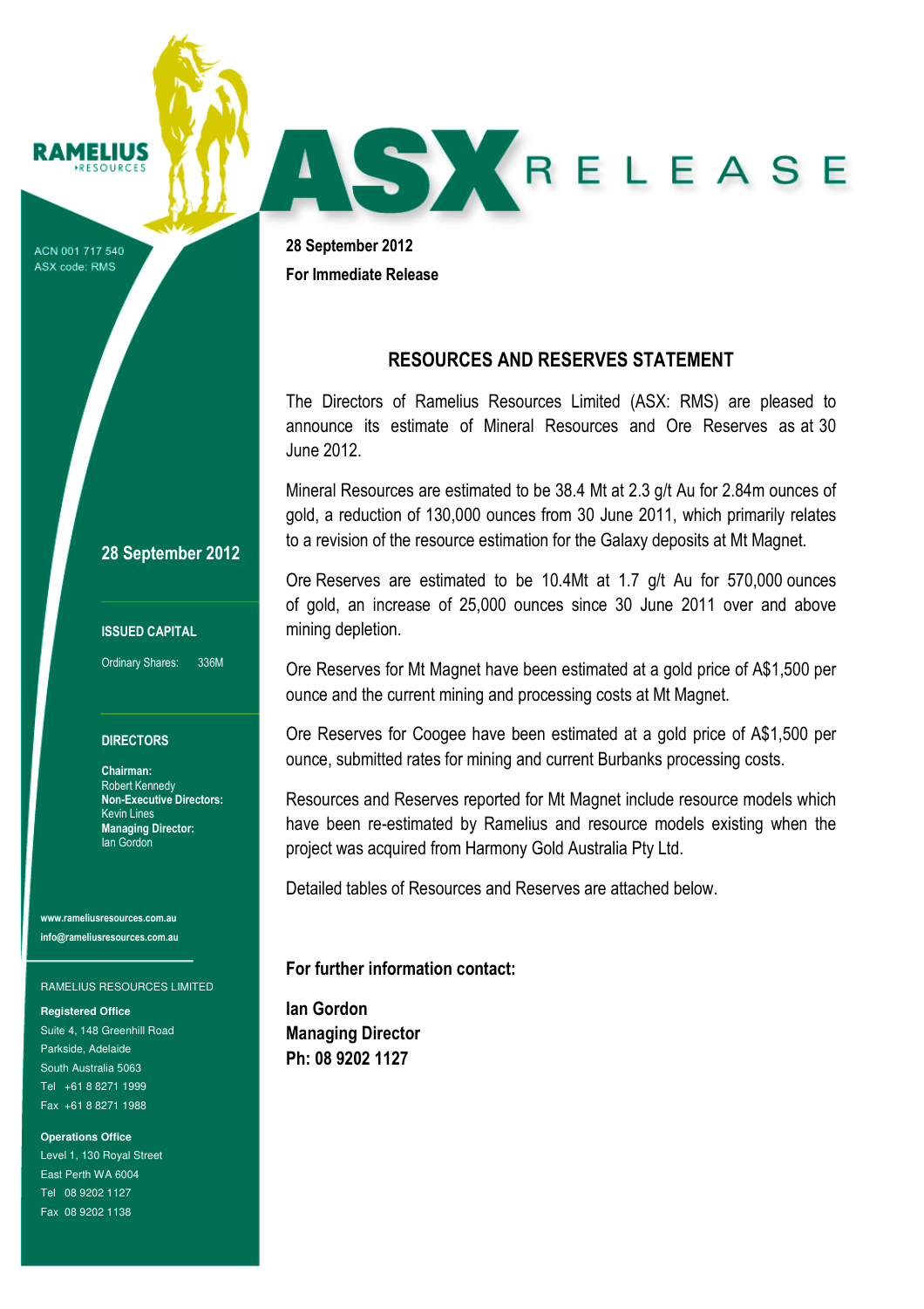RAMELIUS RESOURCES

ACN 001 717 540
ASX code: RMS

# ASX RELEASE

**28 September 2012**
**For Immediate Release**

## RESOURCES AND RESERVES STATEMENT

The Directors of Ramelius Resources Limited (ASX: RMS) are pleased to announce its estimate of Mineral Resources and Ore Reserves as at 30 June 2012.

Mineral Resources are estimated to be 38.4 Mt at 2.3 g/t Au for 2.84m ounces of gold, a reduction of 130,000 ounces from 30 June 2011, which primarily relates to a revision of the resource estimation for the Galaxy deposits at Mt Magnet.

Ore Reserves are estimated to be 10.4Mt at 1.7 g/t Au for 570,000 ounces of gold, an increase of 25,000 ounces since 30 June 2011 over and above mining depletion.

Ore Reserves for Mt Magnet have been estimated at a gold price of A$1,500 per ounce and the current mining and processing costs at Mt Magnet.

Ore Reserves for Coogee have been estimated at a gold price of A$1,500 per ounce, submitted rates for mining and current Burbanks processing costs.

Resources and Reserves reported for Mt Magnet include resource models which have been re-estimated by Ramelius and resource models existing when the project was acquired from Harmony Gold Australia Pty Ltd.

Detailed tables of Resources and Reserves are attached below.

**For further information contact:**

**Ian Gordon**
**Managing Director**
**Ph: 08 9202 1127**

**28 September 2012**

**ISSUED CAPITAL**

Ordinary Shares: 336M

**DIRECTORS**

**Chairman:**
Robert Kennedy
**Non-Executive Directors:**
Kevin Lines
**Managing Director:**
Ian Gordon

**www.rameliusresources.com.au**
**info@rameliusresources.com.au**

RAMELIUS RESOURCES LIMITED

**Registered Office**
Suite 4, 148 Greenhill Road
Parkside, Adelaide
South Australia 5063
Tel +61 8 8271 1999
Fax +61 8 8271 1988

**Operations Office**
Level 1, 130 Royal Street
East Perth WA 6004
Tel 08 9202 1127
Fax 08 9202 1138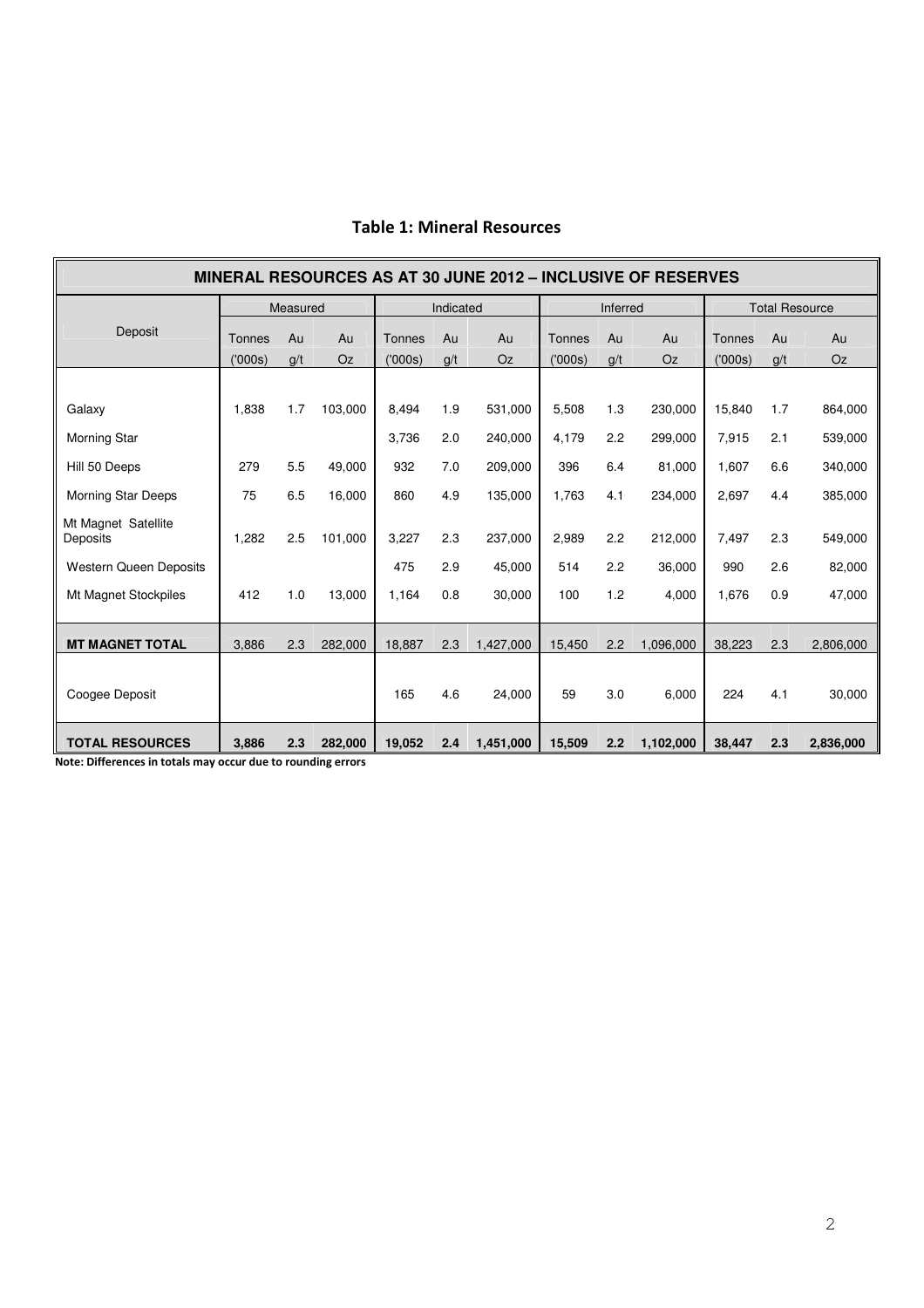**Table 1: Mineral Resources**

| MINERAL RESOURCES AS AT 30 JUNE 2012 – INCLUSIVE OF RESERVES | | | | | | | | | | | | |
|---|---|---|---|---|---|---|---|---|---|---|---|---|
| Deposit | Measured | | | Indicated | | | Inferred | | | Total Resource | | |
| | Tonnes ('000s) | Au g/t | Au Oz | Tonnes ('000s) | Au g/t | Au Oz | Tonnes ('000s) | Au g/t | Au Oz | Tonnes ('000s) | Au g/t | Au Oz |
| Galaxy | 1,838 | 1.7 | 103,000 | 8,494 | 1.9 | 531,000 | 5,508 | 1.3 | 230,000 | 15,840 | 1.7 | 864,000 |
| Morning Star | | | | 3,736 | 2.0 | 240,000 | 4,179 | 2.2 | 299,000 | 7,915 | 2.1 | 539,000 |
| Hill 50 Deeps | 279 | 5.5 | 49,000 | 932 | 7.0 | 209,000 | 396 | 6.4 | 81,000 | 1,607 | 6.6 | 340,000 |
| Morning Star Deeps | 75 | 6.5 | 16,000 | 860 | 4.9 | 135,000 | 1,763 | 4.1 | 234,000 | 2,697 | 4.4 | 385,000 |
| Mt Magnet Satellite Deposits | 1,282 | 2.5 | 101,000 | 3,227 | 2.3 | 237,000 | 2,989 | 2.2 | 212,000 | 7,497 | 2.3 | 549,000 |
| Western Queen Deposits | | | | 475 | 2.9 | 45,000 | 514 | 2.2 | 36,000 | 990 | 2.6 | 82,000 |
| Mt Magnet Stockpiles | 412 | 1.0 | 13,000 | 1,164 | 0.8 | 30,000 | 100 | 1.2 | 4,000 | 1,676 | 0.9 | 47,000 |
| **MT MAGNET TOTAL** | 3,886 | 2.3 | 282,000 | 18,887 | 2.3 | 1,427,000 | 15,450 | 2.2 | 1,096,000 | 38,223 | 2.3 | 2,806,000 |
| Coogee Deposit | | | | 165 | 4.6 | 24,000 | 59 | 3.0 | 6,000 | 224 | 4.1 | 30,000 |
| **TOTAL RESOURCES** | **3,886** | **2.3** | **282,000** | **19,052** | **2.4** | **1,451,000** | **15,509** | **2.2** | **1,102,000** | **38,447** | **2.3** | **2,836,000** |

**Note: Differences in totals may occur due to rounding errors**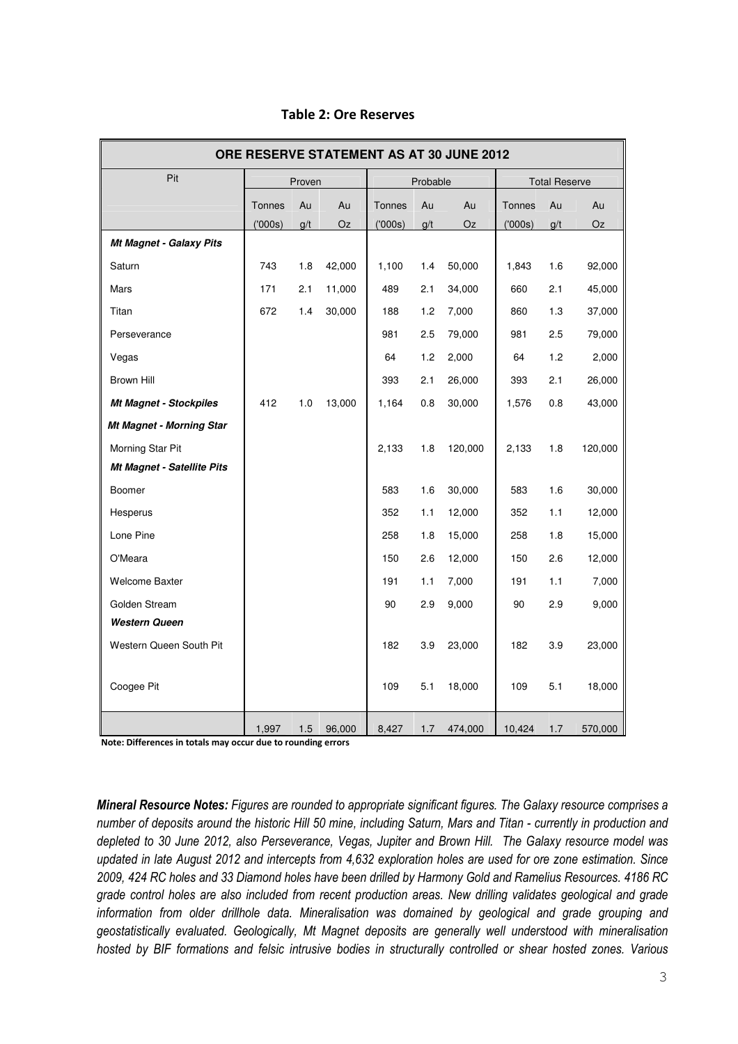**Table 2: Ore Reserves**

| ORE RESERVE STATEMENT AS AT 30 JUNE 2012 | | | | | | | | | |
|---|---|---|---|---|---|---|---|---|---|
| Pit | Proven | | | Probable | | | Total Reserve | | |
| | Tonnes ('000s) | Au g/t | Au Oz | Tonnes ('000s) | Au g/t | Au Oz | Tonnes ('000s) | Au g/t | Au Oz |
| ***Mt Magnet - Galaxy Pits*** | | | | | | | | | |
| Saturn | 743 | 1.8 | 42,000 | 1,100 | 1.4 | 50,000 | 1,843 | 1.6 | 92,000 |
| Mars | 171 | 2.1 | 11,000 | 489 | 2.1 | 34,000 | 660 | 2.1 | 45,000 |
| Titan | 672 | 1.4 | 30,000 | 188 | 1.2 | 7,000 | 860 | 1.3 | 37,000 |
| Perseverance | | | | 981 | 2.5 | 79,000 | 981 | 2.5 | 79,000 |
| Vegas | | | | 64 | 1.2 | 2,000 | 64 | 1.2 | 2,000 |
| Brown Hill | | | | 393 | 2.1 | 26,000 | 393 | 2.1 | 26,000 |
| ***Mt Magnet - Stockpiles*** | 412 | 1.0 | 13,000 | 1,164 | 0.8 | 30,000 | 1,576 | 0.8 | 43,000 |
| ***Mt Magnet - Morning Star*** | | | | | | | | | |
| Morning Star Pit | | | | 2,133 | 1.8 | 120,000 | 2,133 | 1.8 | 120,000 |
| ***Mt Magnet - Satellite Pits*** | | | | | | | | | |
| Boomer | | | | 583 | 1.6 | 30,000 | 583 | 1.6 | 30,000 |
| Hesperus | | | | 352 | 1.1 | 12,000 | 352 | 1.1 | 12,000 |
| Lone Pine | | | | 258 | 1.8 | 15,000 | 258 | 1.8 | 15,000 |
| O'Meara | | | | 150 | 2.6 | 12,000 | 150 | 2.6 | 12,000 |
| Welcome Baxter | | | | 191 | 1.1 | 7,000 | 191 | 1.1 | 7,000 |
| Golden Stream | | | | 90 | 2.9 | 9,000 | 90 | 2.9 | 9,000 |
| ***Western Queen*** | | | | | | | | | |
| Western Queen South Pit | | | | 182 | 3.9 | 23,000 | 182 | 3.9 | 23,000 |
| Coogee Pit | | | | 109 | 5.1 | 18,000 | 109 | 5.1 | 18,000 |
| | 1,997 | 1.5 | 96,000 | 8,427 | 1.7 | 474,000 | 10,424 | 1.7 | 570,000 |

**Note: Differences in totals may occur due to rounding errors**

***Mineral Resource Notes:*** *Figures are rounded to appropriate significant figures. The Galaxy resource comprises a number of deposits around the historic Hill 50 mine, including Saturn, Mars and Titan - currently in production and depleted to 30 June 2012, also Perseverance, Vegas, Jupiter and Brown Hill. The Galaxy resource model was updated in late August 2012 and intercepts from 4,632 exploration holes are used for ore zone estimation. Since 2009, 424 RC holes and 33 Diamond holes have been drilled by Harmony Gold and Ramelius Resources. 4186 RC grade control holes are also included from recent production areas. New drilling validates geological and grade information from older drillhole data. Mineralisation was domained by geological and grade grouping and geostatistically evaluated. Geologically, Mt Magnet deposits are generally well understood with mineralisation hosted by BIF formations and felsic intrusive bodies in structurally controlled or shear hosted zones. Various*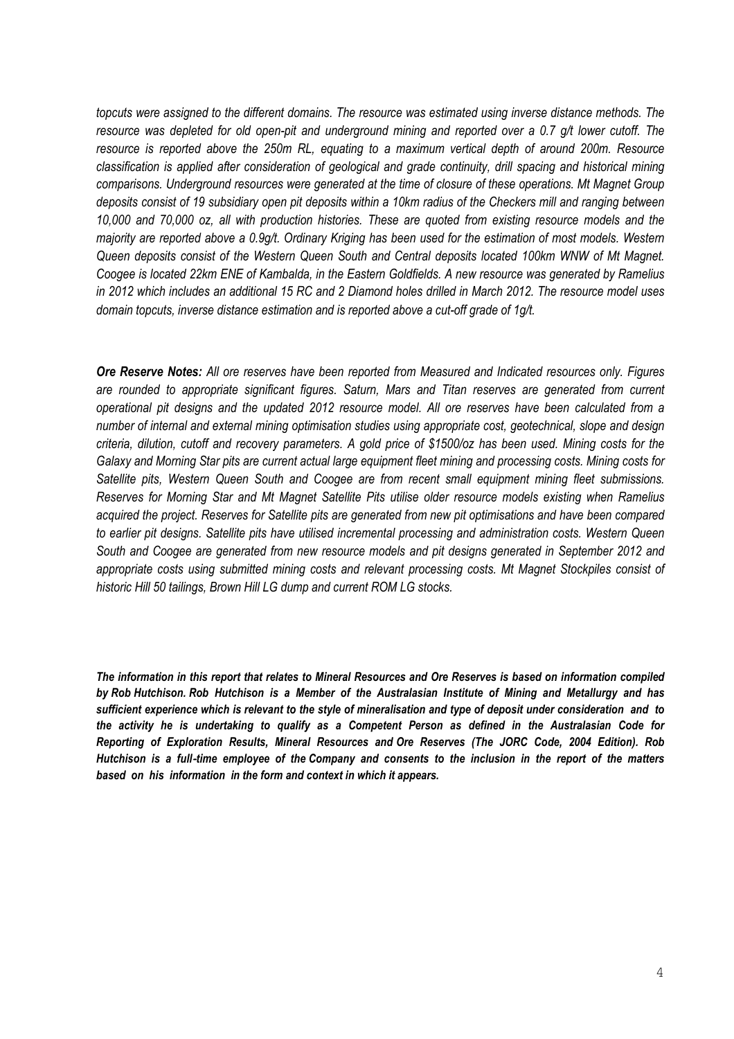*topcuts were assigned to the different domains. The resource was estimated using inverse distance methods. The resource was depleted for old open-pit and underground mining and reported over a 0.7 g/t lower cutoff. The resource is reported above the 250m RL, equating to a maximum vertical depth of around 200m. Resource classification is applied after consideration of geological and grade continuity, drill spacing and historical mining comparisons. Underground resources were generated at the time of closure of these operations. Mt Magnet Group deposits consist of 19 subsidiary open pit deposits within a 10km radius of the Checkers mill and ranging between 10,000 and 70,000 oz, all with production histories. These are quoted from existing resource models and the majority are reported above a 0.9g/t. Ordinary Kriging has been used for the estimation of most models. Western Queen deposits consist of the Western Queen South and Central deposits located 100km WNW of Mt Magnet. Coogee is located 22km ENE of Kambalda, in the Eastern Goldfields. A new resource was generated by Ramelius in 2012 which includes an additional 15 RC and 2 Diamond holes drilled in March 2012. The resource model uses domain topcuts, inverse distance estimation and is reported above a cut-off grade of 1g/t.*

***Ore Reserve Notes:*** *All ore reserves have been reported from Measured and Indicated resources only. Figures are rounded to appropriate significant figures. Saturn, Mars and Titan reserves are generated from current operational pit designs and the updated 2012 resource model. All ore reserves have been calculated from a number of internal and external mining optimisation studies using appropriate cost, geotechnical, slope and design criteria, dilution, cutoff and recovery parameters. A gold price of $1500/oz has been used. Mining costs for the Galaxy and Morning Star pits are current actual large equipment fleet mining and processing costs. Mining costs for Satellite pits, Western Queen South and Coogee are from recent small equipment mining fleet submissions. Reserves for Morning Star and Mt Magnet Satellite Pits utilise older resource models existing when Ramelius acquired the project. Reserves for Satellite pits are generated from new pit optimisations and have been compared to earlier pit designs. Satellite pits have utilised incremental processing and administration costs. Western Queen South and Coogee are generated from new resource models and pit designs generated in September 2012 and appropriate costs using submitted mining costs and relevant processing costs. Mt Magnet Stockpiles consist of historic Hill 50 tailings, Brown Hill LG dump and current ROM LG stocks.*

***The information in this report that relates to Mineral Resources and Ore Reserves is based on information compiled by Rob Hutchison. Rob Hutchison is a Member of the Australasian Institute of Mining and Metallurgy and has sufficient experience which is relevant to the style of mineralisation and type of deposit under consideration and to the activity he is undertaking to qualify as a Competent Person as defined in the Australasian Code for Reporting of Exploration Results, Mineral Resources and Ore Reserves (The JORC Code, 2004 Edition). Rob Hutchison is a full-time employee of the Company and consents to the inclusion in the report of the matters based on his information in the form and context in which it appears.***